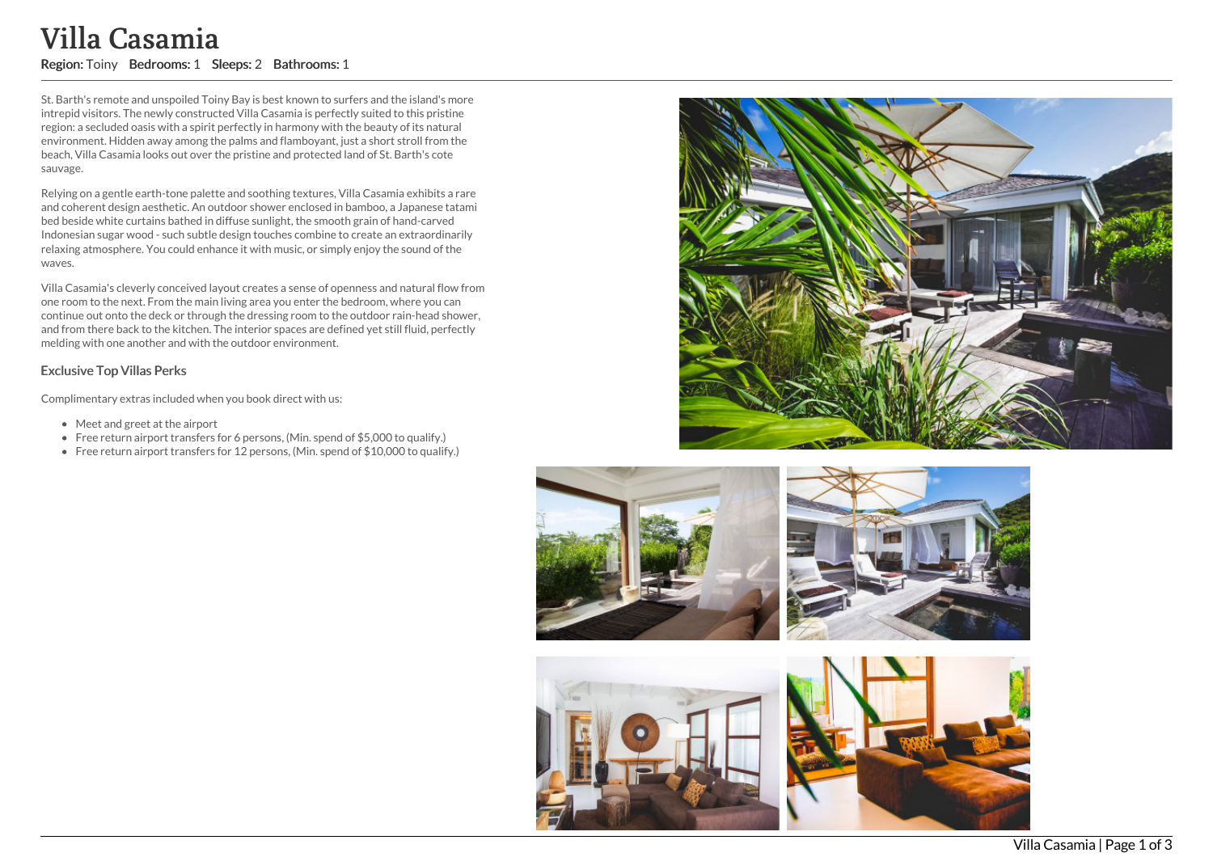# Villa Casamia

**Region:** Toiny **Bedrooms:** 1 **Sleeps:** 2 **Bathrooms:** 1

St. Barth's remote and unspoiled Toiny Bay is best known to surfers and the island's more intrepid visitors. The newly constructed Villa Casamia is perfectly suited to this pristine region: a secluded oasis with a spirit perfectly in harmony with the beauty of its natural environment. Hidden away among the palms and flamboyant, just a short stroll from the beach, Villa Casamia looks out over the pristine and protected land of St. Barth's cote sauvage.

Relying on a gentle earth-tone palette and soothing textures, Villa Casamia exhibits a rare and coherent design aesthetic. An outdoor shower enclosed in bamboo, a Japanese tatami bed beside white curtains bathed in diffuse sunlight, the smooth grain of hand-carved Indonesian sugar wood - such subtle design touches combine to create an extraordinarily relaxing atmosphere. You could enhance it with music, or simply enjoy the sound of the waves.

Villa Casamia's cleverly conceived layout creates a sense of openness and natural flow from one room to the next. From the main living area you enter the bedroom, where you can continue out onto the deck or through the dressing room to the outdoor rain-head shower, and from there back to the kitchen. The interior spaces are defined yet still fluid, perfectly melding with one another and with the outdoor environment.

### Exclusive Top Villas Perks

Complimentary extras included when you book direct with us:

- Meet and greet at the airport
- Free return airport transfers for 6 persons, (Min. spend of $5,000 to qualify.)
- Free return airport transfers for 12 persons, (Min. spend of $10,000 to qualify.)